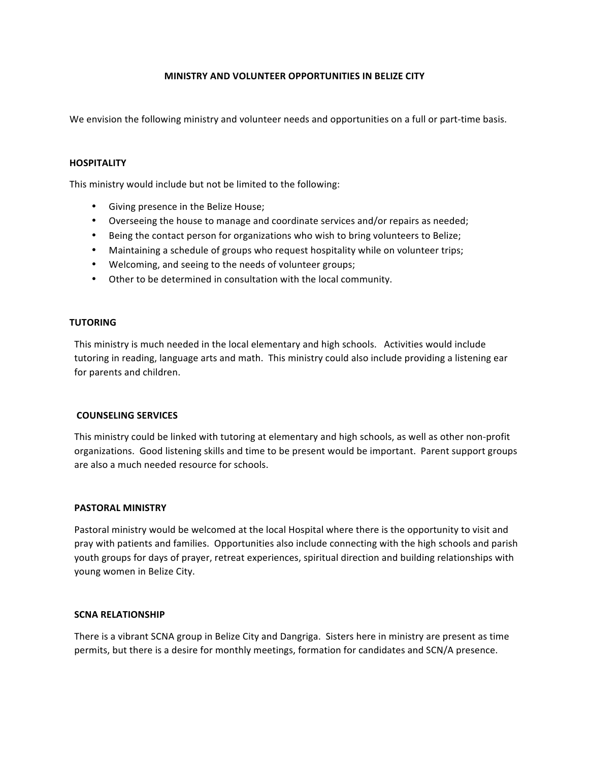# MINISTRY AND VOLUNTEER OPPORTUNITIES IN BELIZE CITY

We envision the following ministry and volunteer needs and opportunities on a full or part-time basis.

## HOSPITALITY

This ministry would include but not be limited to the following:

- Giving presence in the Belize House;
- Overseeing the house to manage and coordinate services and/or repairs as needed;
- Being the contact person for organizations who wish to bring volunteers to Belize;
- Maintaining a schedule of groups who request hospitality while on volunteer trips;
- Welcoming, and seeing to the needs of volunteer groups;
- Other to be determined in consultation with the local community.

## TUTORING

This ministry is much needed in the local elementary and high schools. Activities would include tutoring in reading, language arts and math. This ministry could also include providing a listening ear for parents and children.

## COUNSELING SERVICES

This ministry could be linked with tutoring at elementary and high schools, as well as other non-profit organizations. Good listening skills and time to be present would be important. Parent support groups are also a much needed resource for schools.

## PASTORAL MINISTRY

Pastoral ministry would be welcomed at the local Hospital where there is the opportunity to visit and pray with patients and families. Opportunities also include connecting with the high schools and parish youth groups for days of prayer, retreat experiences, spiritual direction and building relationships with young women in Belize City.

## SCNA RELATIONSHIP

There is a vibrant SCNA group in Belize City and Dangriga. Sisters here in ministry are present as time permits, but there is a desire for monthly meetings, formation for candidates and SCN/A presence.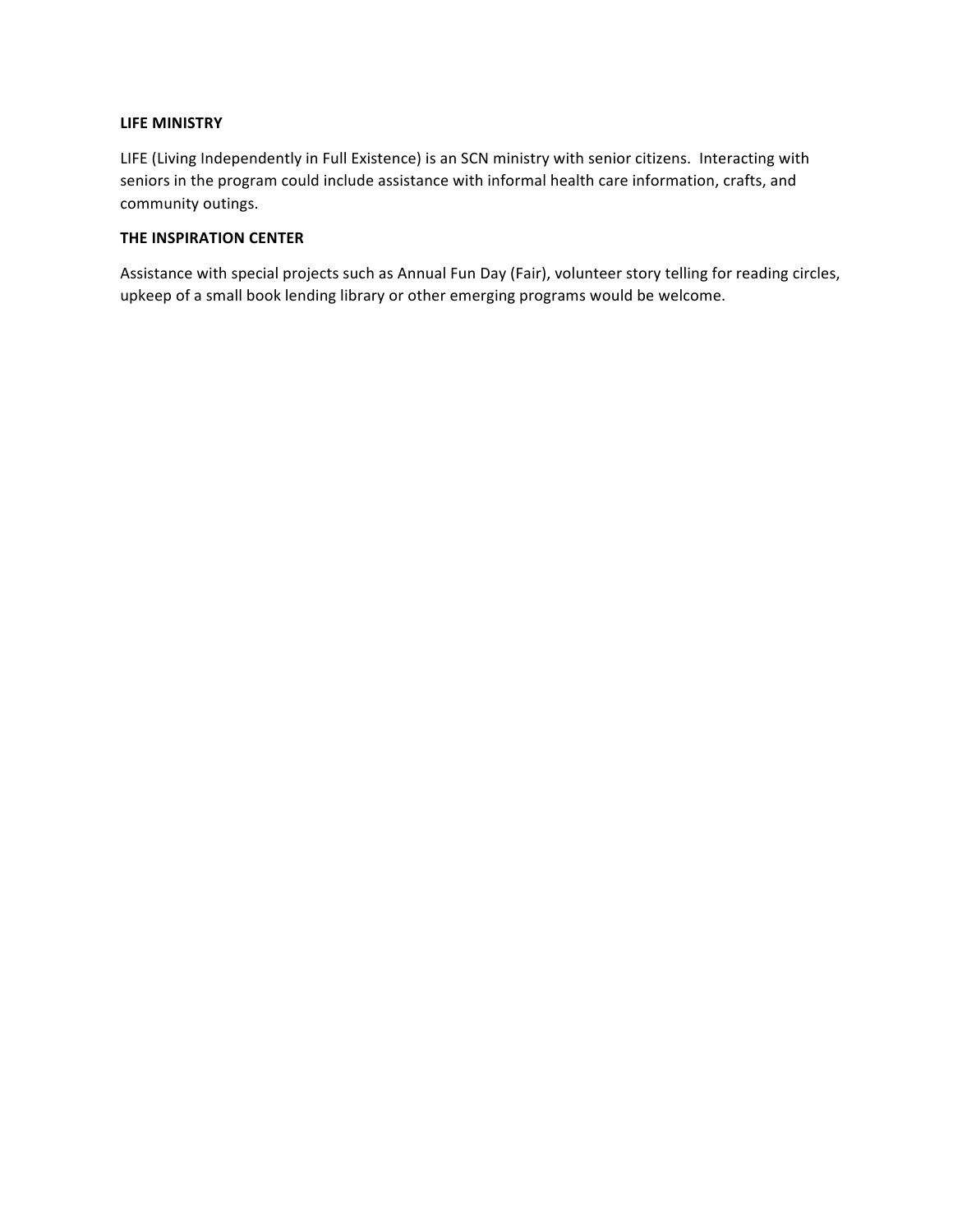**LIFE MINISTRY**

LIFE (Living Independently in Full Existence) is an SCN ministry with senior citizens. Interacting with seniors in the program could include assistance with informal health care information, crafts, and community outings.

**THE INSPIRATION CENTER**

Assistance with special projects such as Annual Fun Day (Fair), volunteer story telling for reading circles, upkeep of a small book lending library or other emerging programs would be welcome.